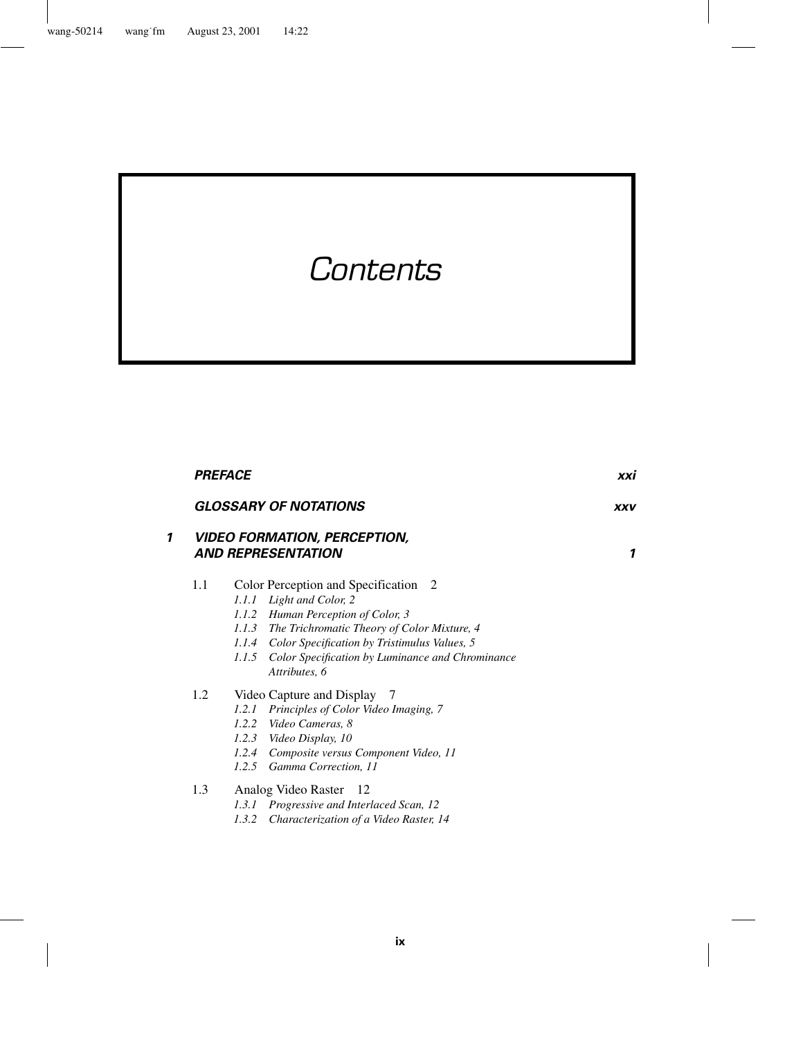# Contents

***PREFACE*** ***xxi***

***GLOSSARY OF NOTATIONS*** ***xxv***

## ***1 VIDEO FORMATION, PERCEPTION, AND REPRESENTATION*** ***1***

1.1 Color Perception and Specification 2

- *1.1.1 Light and Color, 2*
- *1.1.2 Human Perception of Color, 3*
- *1.1.3 The Trichromatic Theory of Color Mixture, 4*
- *1.1.4 Color Specification by Tristimulus Values, 5*
- *1.1.5 Color Specification by Luminance and Chrominance Attributes, 6*

1.2 Video Capture and Display 7

- *1.2.1 Principles of Color Video Imaging, 7*
- *1.2.2 Video Cameras, 8*
- *1.2.3 Video Display, 10*
- *1.2.4 Composite versus Component Video, 11*
- *1.2.5 Gamma Correction, 11*

1.3 Analog Video Raster 12

- *1.3.1 Progressive and Interlaced Scan, 12*
- *1.3.2 Characterization of a Video Raster, 14*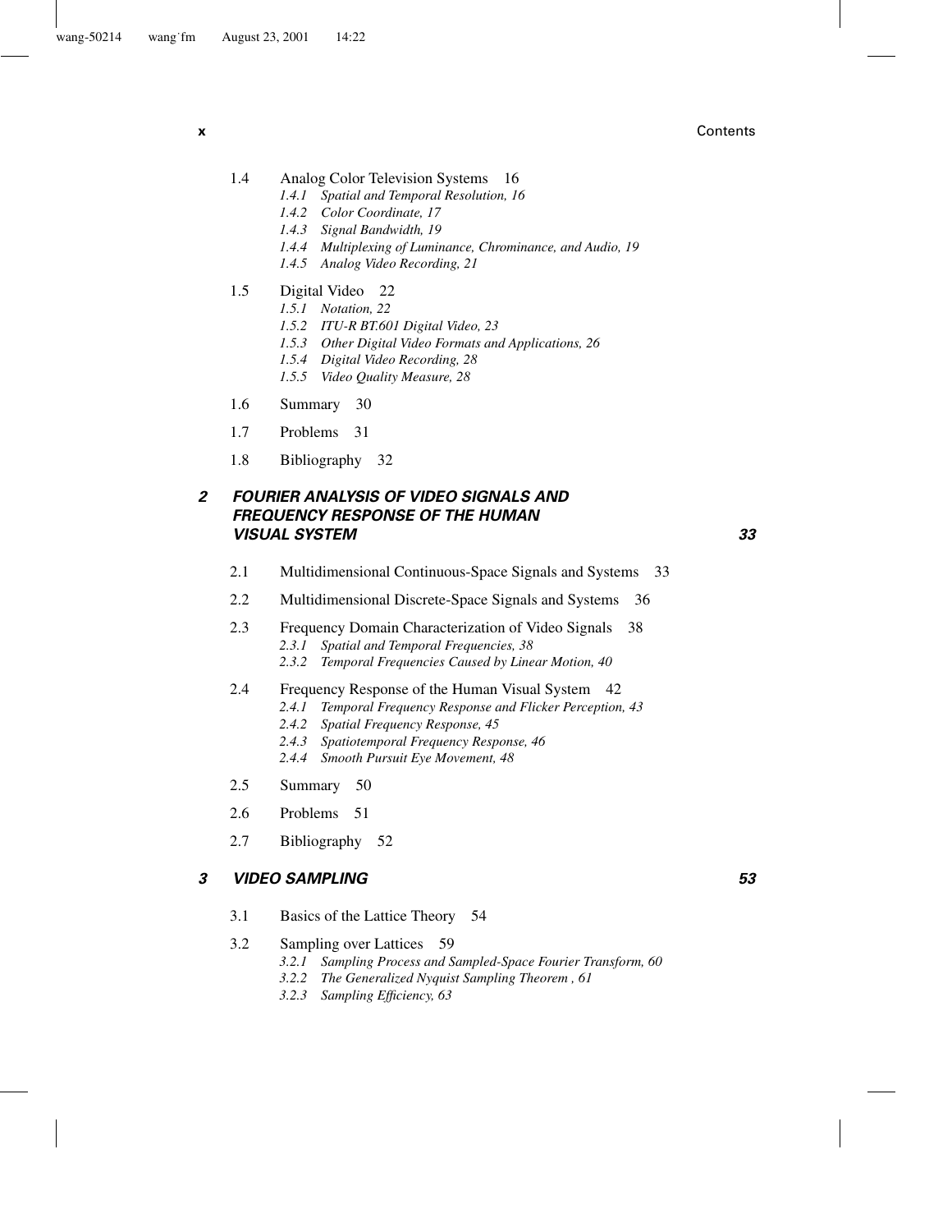1.4 Analog Color Television Systems 16

*1.4.1 Spatial and Temporal Resolution, 16*
*1.4.2 Color Coordinate, 17*
*1.4.3 Signal Bandwidth, 19*
*1.4.4 Multiplexing of Luminance, Chrominance, and Audio, 19*
*1.4.5 Analog Video Recording, 21*

1.5 Digital Video 22

*1.5.1 Notation, 22*
*1.5.2 ITU-R BT.601 Digital Video, 23*
*1.5.3 Other Digital Video Formats and Applications, 26*
*1.5.4 Digital Video Recording, 28*
*1.5.5 Video Quality Measure, 28*

1.6 Summary 30

1.7 Problems 31

1.8 Bibliography 32

## 2 FOURIER ANALYSIS OF VIDEO SIGNALS AND FREQUENCY RESPONSE OF THE HUMAN VISUAL SYSTEM 33

2.1 Multidimensional Continuous-Space Signals and Systems 33

2.2 Multidimensional Discrete-Space Signals and Systems 36

2.3 Frequency Domain Characterization of Video Signals 38

*2.3.1 Spatial and Temporal Frequencies, 38*
*2.3.2 Temporal Frequencies Caused by Linear Motion, 40*

2.4 Frequency Response of the Human Visual System 42

*2.4.1 Temporal Frequency Response and Flicker Perception, 43*
*2.4.2 Spatial Frequency Response, 45*
*2.4.3 Spatiotemporal Frequency Response, 46*
*2.4.4 Smooth Pursuit Eye Movement, 48*

2.5 Summary 50

2.6 Problems 51

2.7 Bibliography 52

## 3 VIDEO SAMPLING 53

3.1 Basics of the Lattice Theory 54

3.2 Sampling over Lattices 59

*3.2.1 Sampling Process and Sampled-Space Fourier Transform, 60*
*3.2.2 The Generalized Nyquist Sampling Theorem , 61*
*3.2.3 Sampling Efficiency, 63*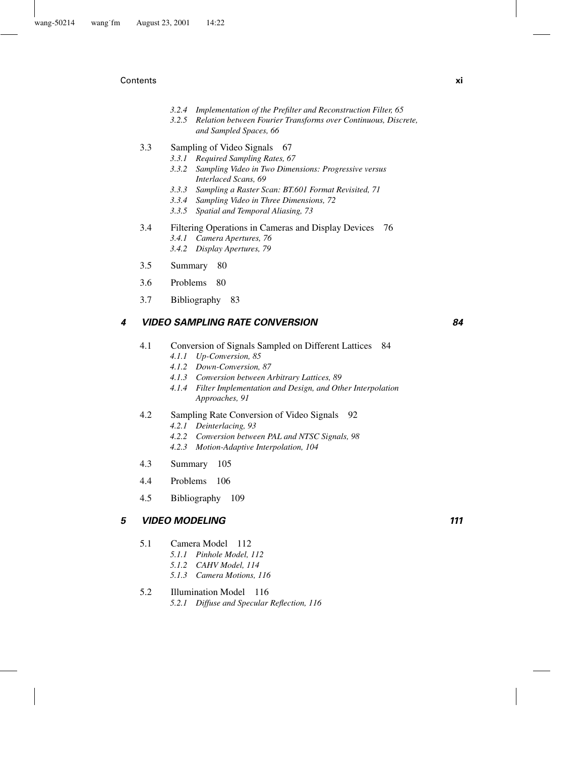*3.2.4 Implementation of the Prefilter and Reconstruction Filter, 65*
*3.2.5 Relation between Fourier Transforms over Continuous, Discrete, and Sampled Spaces, 66*

3.3 Sampling of Video Signals 67
*3.3.1 Required Sampling Rates, 67*
*3.3.2 Sampling Video in Two Dimensions: Progressive versus Interlaced Scans, 69*
*3.3.3 Sampling a Raster Scan: BT.601 Format Revisited, 71*
*3.3.4 Sampling Video in Three Dimensions, 72*
*3.3.5 Spatial and Temporal Aliasing, 73*

3.4 Filtering Operations in Cameras and Display Devices 76
*3.4.1 Camera Apertures, 76*
*3.4.2 Display Apertures, 79*

3.5 Summary 80

3.6 Problems 80

3.7 Bibliography 83

## 4 VIDEO SAMPLING RATE CONVERSION 84

4.1 Conversion of Signals Sampled on Different Lattices 84
*4.1.1 Up-Conversion, 85*
*4.1.2 Down-Conversion, 87*
*4.1.3 Conversion between Arbitrary Lattices, 89*
*4.1.4 Filter Implementation and Design, and Other Interpolation Approaches, 91*

4.2 Sampling Rate Conversion of Video Signals 92
*4.2.1 Deinterlacing, 93*
*4.2.2 Conversion between PAL and NTSC Signals, 98*
*4.2.3 Motion-Adaptive Interpolation, 104*

4.3 Summary 105

4.4 Problems 106

4.5 Bibliography 109

## 5 VIDEO MODELING 111

5.1 Camera Model 112
*5.1.1 Pinhole Model, 112*
*5.1.2 CAHV Model, 114*
*5.1.3 Camera Motions, 116*

5.2 Illumination Model 116
*5.2.1 Diffuse and Specular Reflection, 116*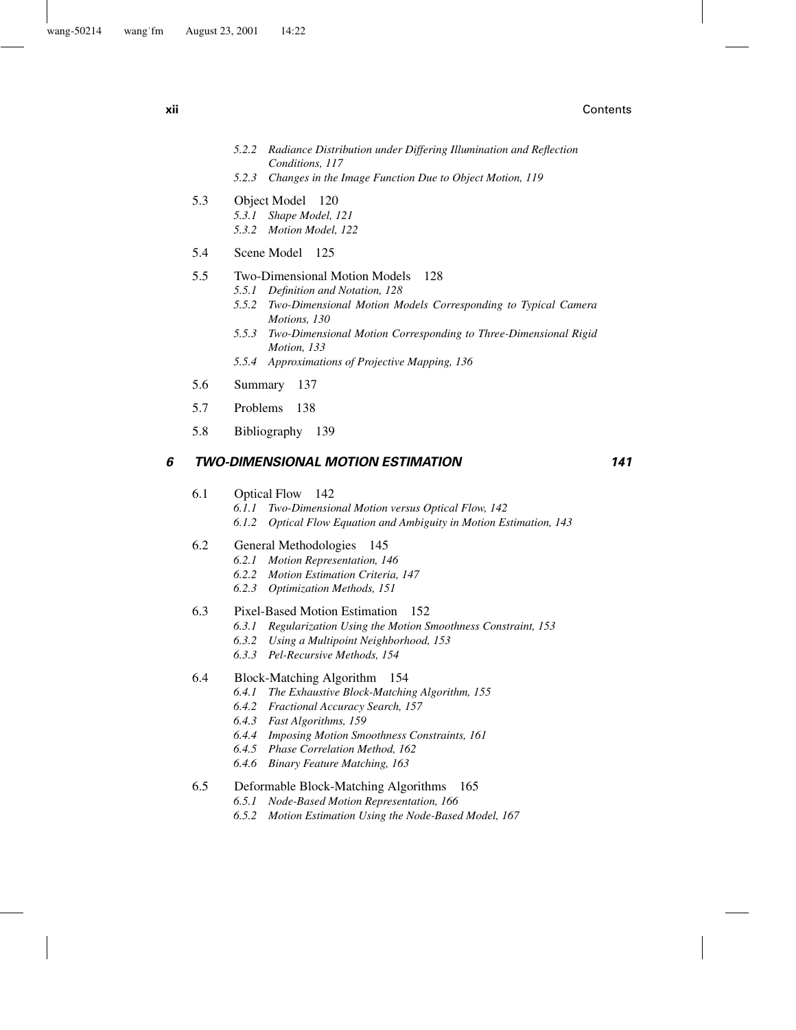*5.2.2 Radiance Distribution under Differing Illumination and Reflection Conditions, 117*
*5.2.3 Changes in the Image Function Due to Object Motion, 119*

5.3 Object Model 120
*5.3.1 Shape Model, 121*
*5.3.2 Motion Model, 122*

5.4 Scene Model 125

5.5 Two-Dimensional Motion Models 128
*5.5.1 Definition and Notation, 128*
*5.5.2 Two-Dimensional Motion Models Corresponding to Typical Camera Motions, 130*
*5.5.3 Two-Dimensional Motion Corresponding to Three-Dimensional Rigid Motion, 133*
*5.5.4 Approximations of Projective Mapping, 136*

5.6 Summary 137

5.7 Problems 138

5.8 Bibliography 139

## 6 TWO-DIMENSIONAL MOTION ESTIMATION 141

6.1 Optical Flow 142
*6.1.1 Two-Dimensional Motion versus Optical Flow, 142*
*6.1.2 Optical Flow Equation and Ambiguity in Motion Estimation, 143*

6.2 General Methodologies 145
*6.2.1 Motion Representation, 146*
*6.2.2 Motion Estimation Criteria, 147*
*6.2.3 Optimization Methods, 151*

6.3 Pixel-Based Motion Estimation 152
*6.3.1 Regularization Using the Motion Smoothness Constraint, 153*
*6.3.2 Using a Multipoint Neighborhood, 153*
*6.3.3 Pel-Recursive Methods, 154*

6.4 Block-Matching Algorithm 154
*6.4.1 The Exhaustive Block-Matching Algorithm, 155*
*6.4.2 Fractional Accuracy Search, 157*
*6.4.3 Fast Algorithms, 159*
*6.4.4 Imposing Motion Smoothness Constraints, 161*
*6.4.5 Phase Correlation Method, 162*
*6.4.6 Binary Feature Matching, 163*

6.5 Deformable Block-Matching Algorithms 165
*6.5.1 Node-Based Motion Representation, 166*
*6.5.2 Motion Estimation Using the Node-Based Model, 167*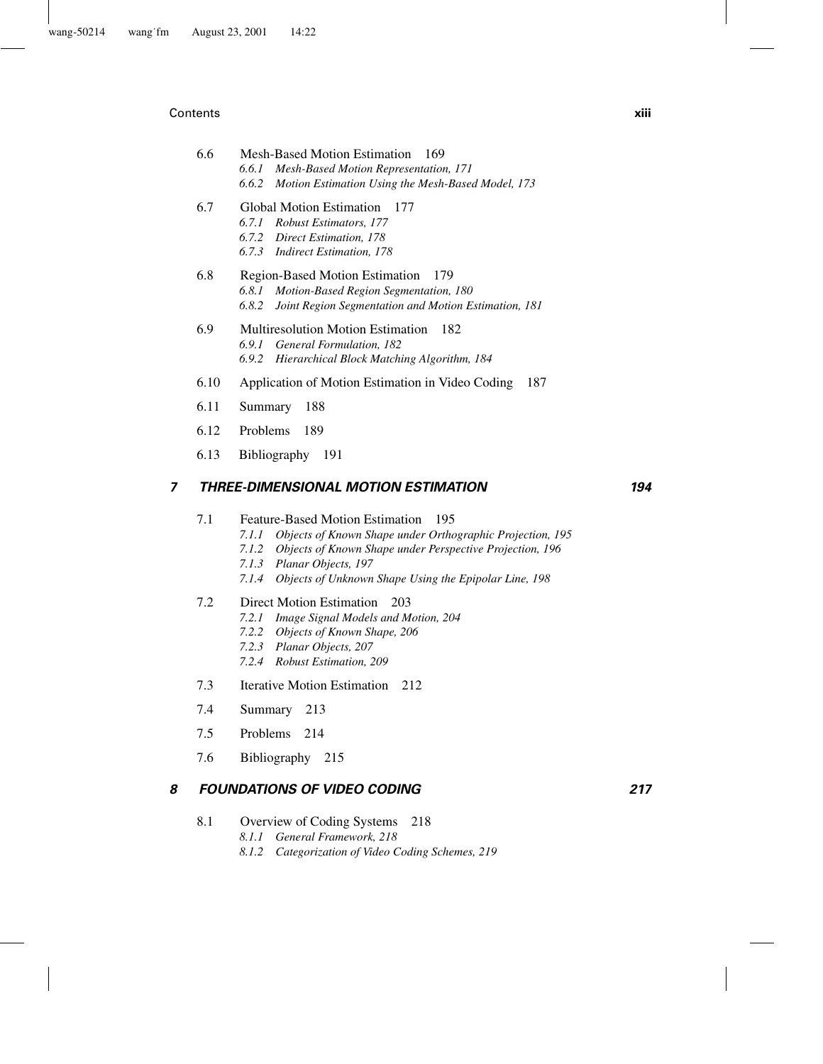6.6 Mesh-Based Motion Estimation 169

*6.6.1 Mesh-Based Motion Representation, 171*
*6.6.2 Motion Estimation Using the Mesh-Based Model, 173*

6.7 Global Motion Estimation 177

*6.7.1 Robust Estimators, 177*
*6.7.2 Direct Estimation, 178*
*6.7.3 Indirect Estimation, 178*

6.8 Region-Based Motion Estimation 179

*6.8.1 Motion-Based Region Segmentation, 180*
*6.8.2 Joint Region Segmentation and Motion Estimation, 181*

6.9 Multiresolution Motion Estimation 182

*6.9.1 General Formulation, 182*
*6.9.2 Hierarchical Block Matching Algorithm, 184*

6.10 Application of Motion Estimation in Video Coding 187

6.11 Summary 188

6.12 Problems 189

6.13 Bibliography 191

## 7 THREE-DIMENSIONAL MOTION ESTIMATION 194

7.1 Feature-Based Motion Estimation 195

*7.1.1 Objects of Known Shape under Orthographic Projection, 195*
*7.1.2 Objects of Known Shape under Perspective Projection, 196*
*7.1.3 Planar Objects, 197*
*7.1.4 Objects of Unknown Shape Using the Epipolar Line, 198*

7.2 Direct Motion Estimation 203

*7.2.1 Image Signal Models and Motion, 204*
*7.2.2 Objects of Known Shape, 206*
*7.2.3 Planar Objects, 207*
*7.2.4 Robust Estimation, 209*

7.3 Iterative Motion Estimation 212

7.4 Summary 213

7.5 Problems 214

7.6 Bibliography 215

## 8 FOUNDATIONS OF VIDEO CODING 217

8.1 Overview of Coding Systems 218

*8.1.1 General Framework, 218*
*8.1.2 Categorization of Video Coding Schemes, 219*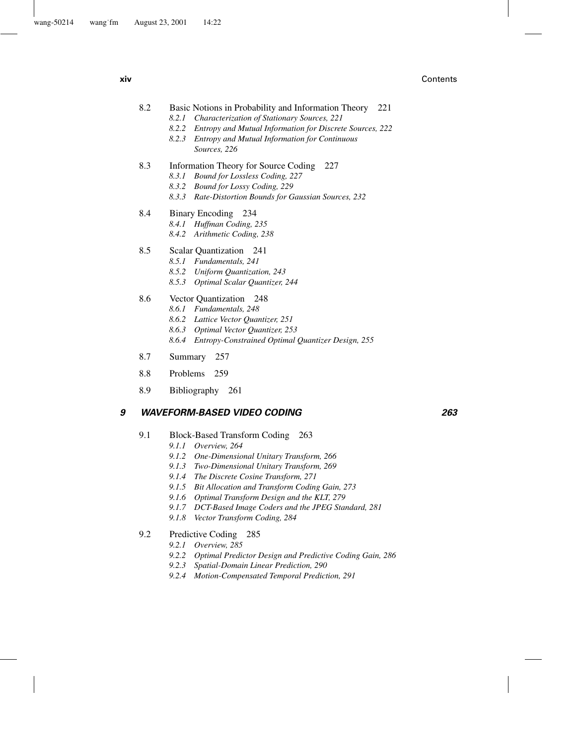8.2 Basic Notions in Probability and Information Theory 221
- *8.2.1 Characterization of Stationary Sources, 221*
- *8.2.2 Entropy and Mutual Information for Discrete Sources, 222*
- *8.2.3 Entropy and Mutual Information for Continuous Sources, 226*

8.3 Information Theory for Source Coding 227
- *8.3.1 Bound for Lossless Coding, 227*
- *8.3.2 Bound for Lossy Coding, 229*
- *8.3.3 Rate-Distortion Bounds for Gaussian Sources, 232*

8.4 Binary Encoding 234
- *8.4.1 Huffman Coding, 235*
- *8.4.2 Arithmetic Coding, 238*

8.5 Scalar Quantization 241
- *8.5.1 Fundamentals, 241*
- *8.5.2 Uniform Quantization, 243*
- *8.5.3 Optimal Scalar Quantizer, 244*

8.6 Vector Quantization 248
- *8.6.1 Fundamentals, 248*
- *8.6.2 Lattice Vector Quantizer, 251*
- *8.6.3 Optimal Vector Quantizer, 253*
- *8.6.4 Entropy-Constrained Optimal Quantizer Design, 255*

8.7 Summary 257

8.8 Problems 259

8.9 Bibliography 261

## 9 WAVEFORM-BASED VIDEO CODING 263

9.1 Block-Based Transform Coding 263
- *9.1.1 Overview, 264*
- *9.1.2 One-Dimensional Unitary Transform, 266*
- *9.1.3 Two-Dimensional Unitary Transform, 269*
- *9.1.4 The Discrete Cosine Transform, 271*
- *9.1.5 Bit Allocation and Transform Coding Gain, 273*
- *9.1.6 Optimal Transform Design and the KLT, 279*
- *9.1.7 DCT-Based Image Coders and the JPEG Standard, 281*
- *9.1.8 Vector Transform Coding, 284*

9.2 Predictive Coding 285
- *9.2.1 Overview, 285*
- *9.2.2 Optimal Predictor Design and Predictive Coding Gain, 286*
- *9.2.3 Spatial-Domain Linear Prediction, 290*
- *9.2.4 Motion-Compensated Temporal Prediction, 291*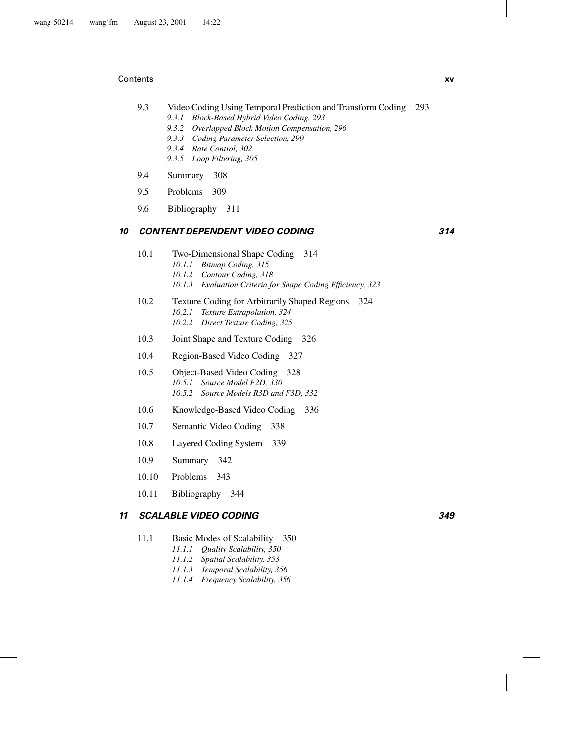9.3 Video Coding Using Temporal Prediction and Transform Coding 293

*9.3.1 Block-Based Hybrid Video Coding, 293*
*9.3.2 Overlapped Block Motion Compensation, 296*
*9.3.3 Coding Parameter Selection, 299*
*9.3.4 Rate Control, 302*
*9.3.5 Loop Filtering, 305*

9.4 Summary 308

9.5 Problems 309

9.6 Bibliography 311

## 10 CONTENT-DEPENDENT VIDEO CODING 314

10.1 Two-Dimensional Shape Coding 314

*10.1.1 Bitmap Coding, 315*
*10.1.2 Contour Coding, 318*
*10.1.3 Evaluation Criteria for Shape Coding Efficiency, 323*

10.2 Texture Coding for Arbitrarily Shaped Regions 324

*10.2.1 Texture Extrapolation, 324*
*10.2.2 Direct Texture Coding, 325*

10.3 Joint Shape and Texture Coding 326

10.4 Region-Based Video Coding 327

10.5 Object-Based Video Coding 328

*10.5.1 Source Model F2D, 330*
*10.5.2 Source Models R3D and F3D, 332*

10.6 Knowledge-Based Video Coding 336

10.7 Semantic Video Coding 338

10.8 Layered Coding System 339

10.9 Summary 342

10.10 Problems 343

10.11 Bibliography 344

## 11 SCALABLE VIDEO CODING 349

11.1 Basic Modes of Scalability 350

*11.1.1 Quality Scalability, 350*
*11.1.2 Spatial Scalability, 353*
*11.1.3 Temporal Scalability, 356*
*11.1.4 Frequency Scalability, 356*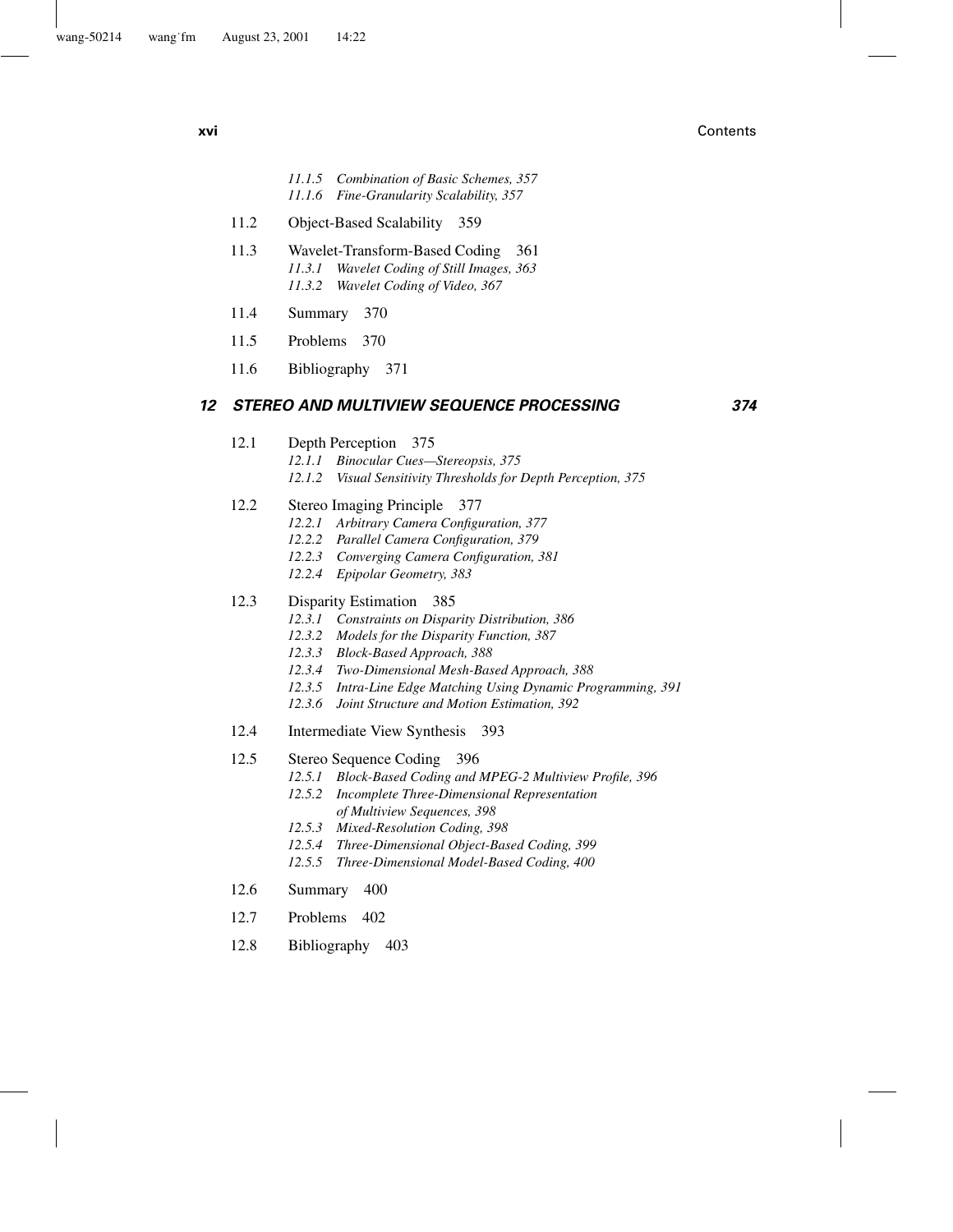*11.1.5 Combination of Basic Schemes, 357*
*11.1.6 Fine-Granularity Scalability, 357*

11.2 Object-Based Scalability 359

11.3 Wavelet-Transform-Based Coding 361
*11.3.1 Wavelet Coding of Still Images, 363*
*11.3.2 Wavelet Coding of Video, 367*

11.4 Summary 370

11.5 Problems 370

11.6 Bibliography 371

## 12 STEREO AND MULTIVIEW SEQUENCE PROCESSING 374

12.1 Depth Perception 375
*12.1.1 Binocular Cues—Stereopsis, 375*
*12.1.2 Visual Sensitivity Thresholds for Depth Perception, 375*

12.2 Stereo Imaging Principle 377
*12.2.1 Arbitrary Camera Configuration, 377*
*12.2.2 Parallel Camera Configuration, 379*
*12.2.3 Converging Camera Configuration, 381*
*12.2.4 Epipolar Geometry, 383*

12.3 Disparity Estimation 385
*12.3.1 Constraints on Disparity Distribution, 386*
*12.3.2 Models for the Disparity Function, 387*
*12.3.3 Block-Based Approach, 388*
*12.3.4 Two-Dimensional Mesh-Based Approach, 388*
*12.3.5 Intra-Line Edge Matching Using Dynamic Programming, 391*
*12.3.6 Joint Structure and Motion Estimation, 392*

12.4 Intermediate View Synthesis 393

12.5 Stereo Sequence Coding 396
*12.5.1 Block-Based Coding and MPEG-2 Multiview Profile, 396*
*12.5.2 Incomplete Three-Dimensional Representation of Multiview Sequences, 398*
*12.5.3 Mixed-Resolution Coding, 398*
*12.5.4 Three-Dimensional Object-Based Coding, 399*
*12.5.5 Three-Dimensional Model-Based Coding, 400*

12.6 Summary 400

12.7 Problems 402

12.8 Bibliography 403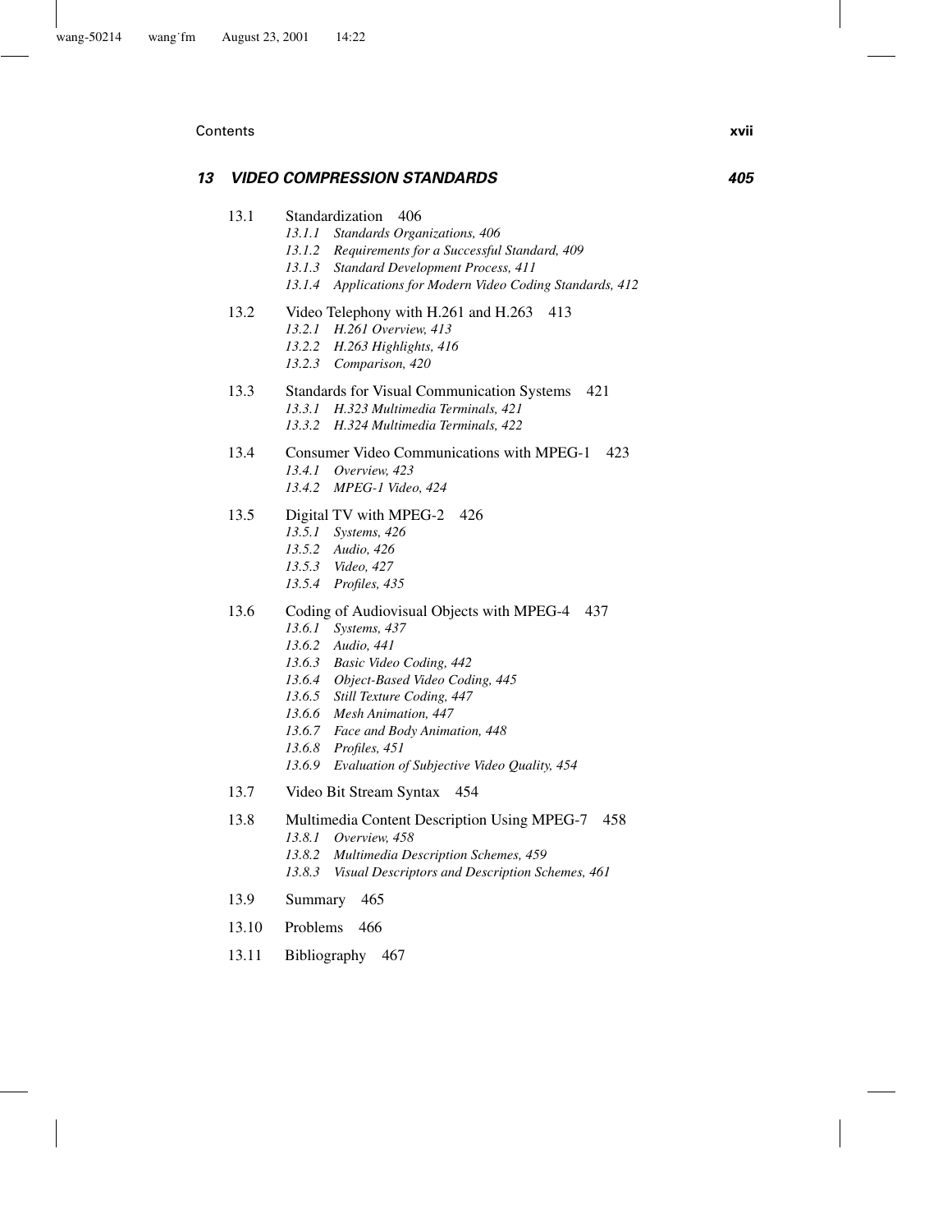## 13 *VIDEO COMPRESSION STANDARDS* 405

13.1 Standardization 406
- *13.1.1 Standards Organizations, 406*
- *13.1.2 Requirements for a Successful Standard, 409*
- *13.1.3 Standard Development Process, 411*
- *13.1.4 Applications for Modern Video Coding Standards, 412*

13.2 Video Telephony with H.261 and H.263 413
- *13.2.1 H.261 Overview, 413*
- *13.2.2 H.263 Highlights, 416*
- *13.2.3 Comparison, 420*

13.3 Standards for Visual Communication Systems 421
- *13.3.1 H.323 Multimedia Terminals, 421*
- *13.3.2 H.324 Multimedia Terminals, 422*

13.4 Consumer Video Communications with MPEG-1 423
- *13.4.1 Overview, 423*
- *13.4.2 MPEG-1 Video, 424*

13.5 Digital TV with MPEG-2 426
- *13.5.1 Systems, 426*
- *13.5.2 Audio, 426*
- *13.5.3 Video, 427*
- *13.5.4 Profiles, 435*

13.6 Coding of Audiovisual Objects with MPEG-4 437
- *13.6.1 Systems, 437*
- *13.6.2 Audio, 441*
- *13.6.3 Basic Video Coding, 442*
- *13.6.4 Object-Based Video Coding, 445*
- *13.6.5 Still Texture Coding, 447*
- *13.6.6 Mesh Animation, 447*
- *13.6.7 Face and Body Animation, 448*
- *13.6.8 Profiles, 451*
- *13.6.9 Evaluation of Subjective Video Quality, 454*

13.7 Video Bit Stream Syntax 454

13.8 Multimedia Content Description Using MPEG-7 458
- *13.8.1 Overview, 458*
- *13.8.2 Multimedia Description Schemes, 459*
- *13.8.3 Visual Descriptors and Description Schemes, 461*

13.9 Summary 465

13.10 Problems 466

13.11 Bibliography 467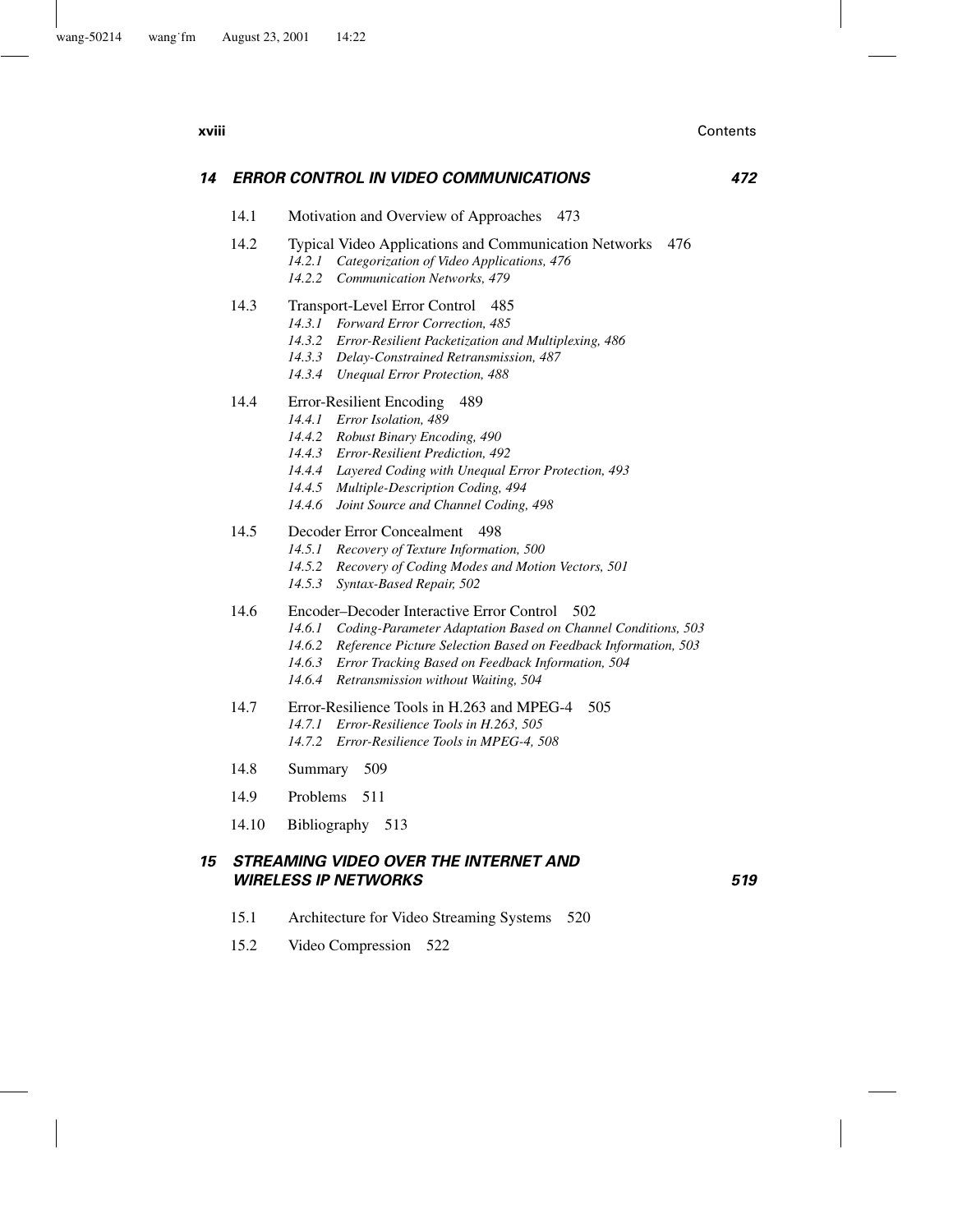## 14 ERROR CONTROL IN VIDEO COMMUNICATIONS 472

14.1 Motivation and Overview of Approaches 473

14.2 Typical Video Applications and Communication Networks 476
*14.2.1 Categorization of Video Applications, 476*
*14.2.2 Communication Networks, 479*

14.3 Transport-Level Error Control 485
*14.3.1 Forward Error Correction, 485*
*14.3.2 Error-Resilient Packetization and Multiplexing, 486*
*14.3.3 Delay-Constrained Retransmission, 487*
*14.3.4 Unequal Error Protection, 488*

14.4 Error-Resilient Encoding 489
*14.4.1 Error Isolation, 489*
*14.4.2 Robust Binary Encoding, 490*
*14.4.3 Error-Resilient Prediction, 492*
*14.4.4 Layered Coding with Unequal Error Protection, 493*
*14.4.5 Multiple-Description Coding, 494*
*14.4.6 Joint Source and Channel Coding, 498*

14.5 Decoder Error Concealment 498
*14.5.1 Recovery of Texture Information, 500*
*14.5.2 Recovery of Coding Modes and Motion Vectors, 501*
*14.5.3 Syntax-Based Repair, 502*

14.6 Encoder–Decoder Interactive Error Control 502
*14.6.1 Coding-Parameter Adaptation Based on Channel Conditions, 503*
*14.6.2 Reference Picture Selection Based on Feedback Information, 503*
*14.6.3 Error Tracking Based on Feedback Information, 504*
*14.6.4 Retransmission without Waiting, 504*

14.7 Error-Resilience Tools in H.263 and MPEG-4 505
*14.7.1 Error-Resilience Tools in H.263, 505*
*14.7.2 Error-Resilience Tools in MPEG-4, 508*

14.8 Summary 509

14.9 Problems 511

14.10 Bibliography 513

## 15 STREAMING VIDEO OVER THE INTERNET AND WIRELESS IP NETWORKS 519

15.1 Architecture for Video Streaming Systems 520

15.2 Video Compression 522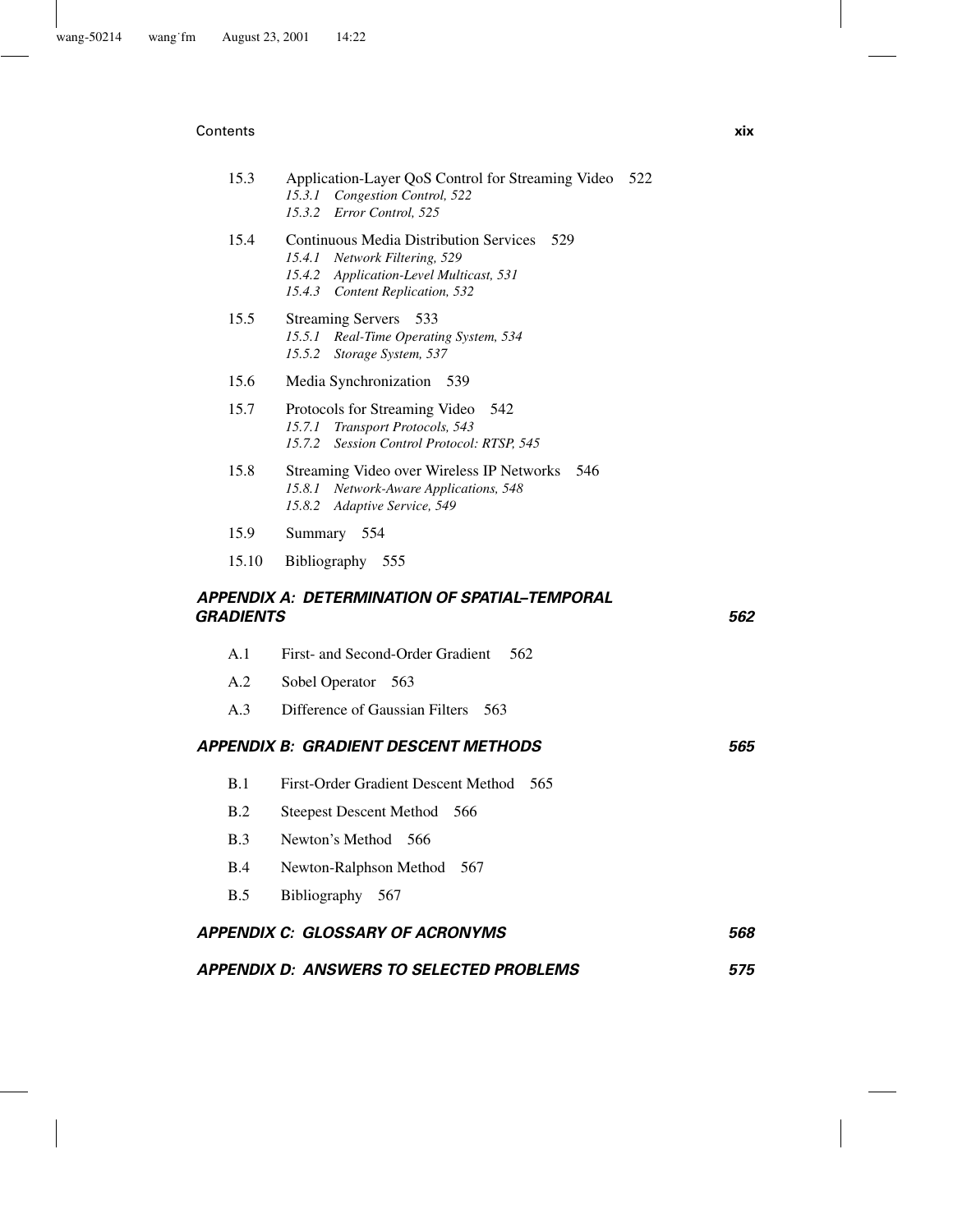15.3 Application-Layer QoS Control for Streaming Video 522
   *15.3.1 Congestion Control, 522*
   *15.3.2 Error Control, 525*

15.4 Continuous Media Distribution Services 529
   *15.4.1 Network Filtering, 529*
   *15.4.2 Application-Level Multicast, 531*
   *15.4.3 Content Replication, 532*

15.5 Streaming Servers 533
   *15.5.1 Real-Time Operating System, 534*
   *15.5.2 Storage System, 537*

15.6 Media Synchronization 539

15.7 Protocols for Streaming Video 542
   *15.7.1 Transport Protocols, 543*
   *15.7.2 Session Control Protocol: RTSP, 545*

15.8 Streaming Video over Wireless IP Networks 546
   *15.8.1 Network-Aware Applications, 548*
   *15.8.2 Adaptive Service, 549*

15.9 Summary 554

15.10 Bibliography 555

## *APPENDIX A: DETERMINATION OF SPATIAL–TEMPORAL GRADIENTS* 562

A.1 First- and Second-Order Gradient 562

A.2 Sobel Operator 563

A.3 Difference of Gaussian Filters 563

## *APPENDIX B: GRADIENT DESCENT METHODS* 565

B.1 First-Order Gradient Descent Method 565

B.2 Steepest Descent Method 566

B.3 Newton's Method 566

B.4 Newton-Ralphson Method 567

B.5 Bibliography 567

## *APPENDIX C: GLOSSARY OF ACRONYMS* 568

## *APPENDIX D: ANSWERS TO SELECTED PROBLEMS* 575